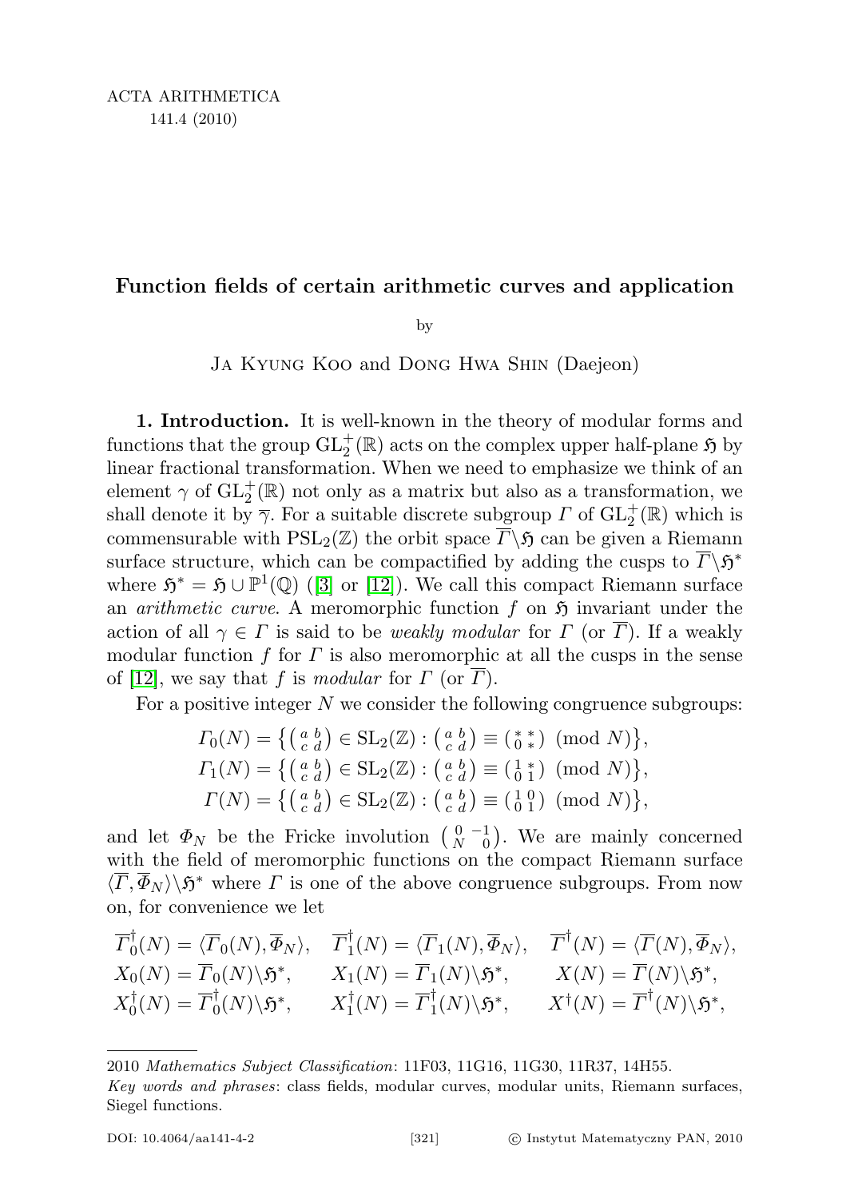# Function fields of certain arithmetic curves and application

by

Ja Kyung Koo and Dong Hwa Shin (Daejeon)

**1. Introduction.** It is well-known in the theory of modular forms and functions that the group $\mathrm{GL}_2^+(\mathbb{R})$ acts on the complex upper half-plane $\mathfrak{H}$ by linear fractional transformation. When we need to emphasize we think of an element $\gamma$ of $\mathrm{GL}_2^+(\mathbb{R})$ not only as a matrix but also as a transformation, we shall denote it by $\overline{\gamma}$. For a suitable discrete subgroup $\Gamma$ of $\mathrm{GL}_2^+(\mathbb{R})$ which is commensurable with $\mathrm{PSL}_2(\mathbb{Z})$ the orbit space $\overline{\Gamma}\backslash\mathfrak{H}$ can be given a Riemann surface structure, which can be compactified by adding the cusps to $\overline{\Gamma}\backslash\mathfrak{H}^*$ where $\mathfrak{H}^* = \mathfrak{H} \cup \mathbb{P}^1(\mathbb{Q})$ ([3] or [12]). We call this compact Riemann surface an *arithmetic curve*. A meromorphic function $f$ on $\mathfrak{H}$ invariant under the action of all $\gamma \in \Gamma$ is said to be *weakly modular* for $\Gamma$ (or $\overline{\Gamma}$). If a weakly modular function $f$ for $\Gamma$ is also meromorphic at all the cusps in the sense of [12], we say that $f$ is *modular* for $\Gamma$ (or $\overline{\Gamma}$).

For a positive integer $N$ we consider the following congruence subgroups:

$$\Gamma_0(N) = \left\{ \left(\begin{smallmatrix} a & b \\ c & d \end{smallmatrix}\right) \in \mathrm{SL}_2(\mathbb{Z}) : \left(\begin{smallmatrix} a & b \\ c & d \end{smallmatrix}\right) \equiv \left(\begin{smallmatrix} * & * \\ 0 & * \end{smallmatrix}\right) \pmod{N} \right\},$$
$$\Gamma_1(N) = \left\{ \left(\begin{smallmatrix} a & b \\ c & d \end{smallmatrix}\right) \in \mathrm{SL}_2(\mathbb{Z}) : \left(\begin{smallmatrix} a & b \\ c & d \end{smallmatrix}\right) \equiv \left(\begin{smallmatrix} 1 & * \\ 0 & 1 \end{smallmatrix}\right) \pmod{N} \right\},$$
$$\Gamma(N) = \left\{ \left(\begin{smallmatrix} a & b \\ c & d \end{smallmatrix}\right) \in \mathrm{SL}_2(\mathbb{Z}) : \left(\begin{smallmatrix} a & b \\ c & d \end{smallmatrix}\right) \equiv \left(\begin{smallmatrix} 1 & 0 \\ 0 & 1 \end{smallmatrix}\right) \pmod{N} \right\},$$

and let $\Phi_N$ be the Fricke involution $\left(\begin{smallmatrix} 0 & -1 \\ N & 0 \end{smallmatrix}\right)$. We are mainly concerned with the field of meromorphic functions on the compact Riemann surface $\langle \overline{\Gamma}, \overline{\Phi}_N \rangle \backslash \mathfrak{H}^*$ where $\Gamma$ is one of the above congruence subgroups. From now on, for convenience we let

$$\begin{array}{lll} \overline{\Gamma}_0^\dagger(N) = \langle \overline{\Gamma}_0(N), \overline{\Phi}_N \rangle, & \overline{\Gamma}_1^\dagger(N) = \langle \overline{\Gamma}_1(N), \overline{\Phi}_N \rangle, & \overline{\Gamma}^\dagger(N) = \langle \overline{\Gamma}(N), \overline{\Phi}_N \rangle, \\ X_0(N) = \overline{\Gamma}_0(N)\backslash\mathfrak{H}^*, & X_1(N) = \overline{\Gamma}_1(N)\backslash\mathfrak{H}^*, & X(N) = \overline{\Gamma}(N)\backslash\mathfrak{H}^*, \\ X_0^\dagger(N) = \overline{\Gamma}_0^\dagger(N)\backslash\mathfrak{H}^*, & X_1^\dagger(N) = \overline{\Gamma}_1^\dagger(N)\backslash\mathfrak{H}^*, & X^\dagger(N) = \overline{\Gamma}^\dagger(N)\backslash\mathfrak{H}^*, \end{array}$$

---

2010 *Mathematics Subject Classification*: 11F03, 11G16, 11G30, 11R37, 14H55.

*Key words and phrases*: class fields, modular curves, modular units, Riemann surfaces, Siegel functions.

DOI: 10.4064/aa141-4-2 © Instytut Matematyczny PAN, 2010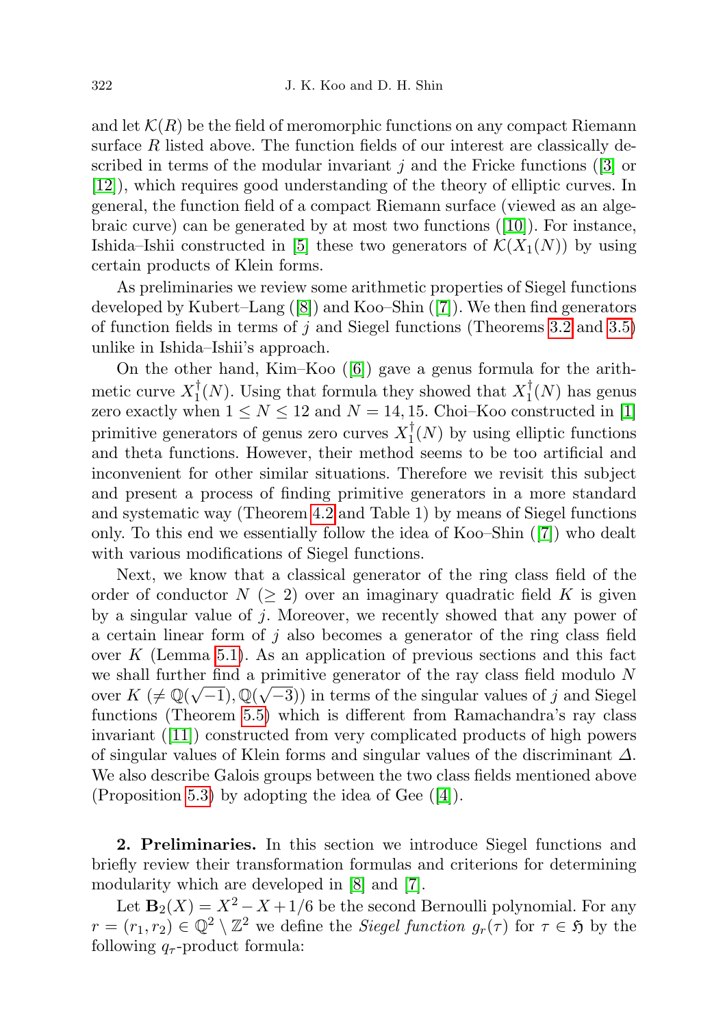and let $\mathcal{K}(R)$ be the field of meromorphic functions on any compact Riemann surface $R$ listed above. The function fields of our interest are classically described in terms of the modular invariant $j$ and the Fricke functions ([3] or [12]), which requires good understanding of the theory of elliptic curves. In general, the function field of a compact Riemann surface (viewed as an algebraic curve) can be generated by at most two functions ([10]). For instance, Ishida–Ishii constructed in [5] these two generators of $\mathcal{K}(X_1(N))$ by using certain products of Klein forms.

As preliminaries we review some arithmetic properties of Siegel functions developed by Kubert–Lang ([8]) and Koo–Shin ([7]). We then find generators of function fields in terms of $j$ and Siegel functions (Theorems 3.2 and 3.5) unlike in Ishida–Ishii's approach.

On the other hand, Kim–Koo ([6]) gave a genus formula for the arithmetic curve $X_1^\dagger(N)$. Using that formula they showed that $X_1^\dagger(N)$ has genus zero exactly when $1 \leq N \leq 12$ and $N = 14, 15$. Choi–Koo constructed in [1] primitive generators of genus zero curves $X_1^\dagger(N)$ by using elliptic functions and theta functions. However, their method seems to be too artificial and inconvenient for other similar situations. Therefore we revisit this subject and present a process of finding primitive generators in a more standard and systematic way (Theorem 4.2 and Table 1) by means of Siegel functions only. To this end we essentially follow the idea of Koo–Shin ([7]) who dealt with various modifications of Siegel functions.

Next, we know that a classical generator of the ring class field of the order of conductor $N$ $(\geq 2)$ over an imaginary quadratic field $K$ is given by a singular value of $j$. Moreover, we recently showed that any power of a certain linear form of $j$ also becomes a generator of the ring class field over $K$ (Lemma 5.1). As an application of previous sections and this fact we shall further find a primitive generator of the ray class field modulo $N$ over $K$ $(\neq \mathbb{Q}(\sqrt{-1}), \mathbb{Q}(\sqrt{-3}))$ in terms of the singular values of $j$ and Siegel functions (Theorem 5.5) which is different from Ramachandra's ray class invariant ([11]) constructed from very complicated products of high powers of singular values of Klein forms and singular values of the discriminant $\Delta$. We also describe Galois groups between the two class fields mentioned above (Proposition 5.3) by adopting the idea of Gee ([4]).

**2. Preliminaries.** In this section we introduce Siegel functions and briefly review their transformation formulas and criterions for determining modularity which are developed in [8] and [7].

Let $\mathbf{B}_2(X) = X^2 - X + 1/6$ be the second Bernoulli polynomial. For any $r = (r_1, r_2) \in \mathbb{Q}^2 \setminus \mathbb{Z}^2$ we define the *Siegel function* $g_r(\tau)$ for $\tau \in \mathfrak{H}$ by the following $q_\tau$-product formula: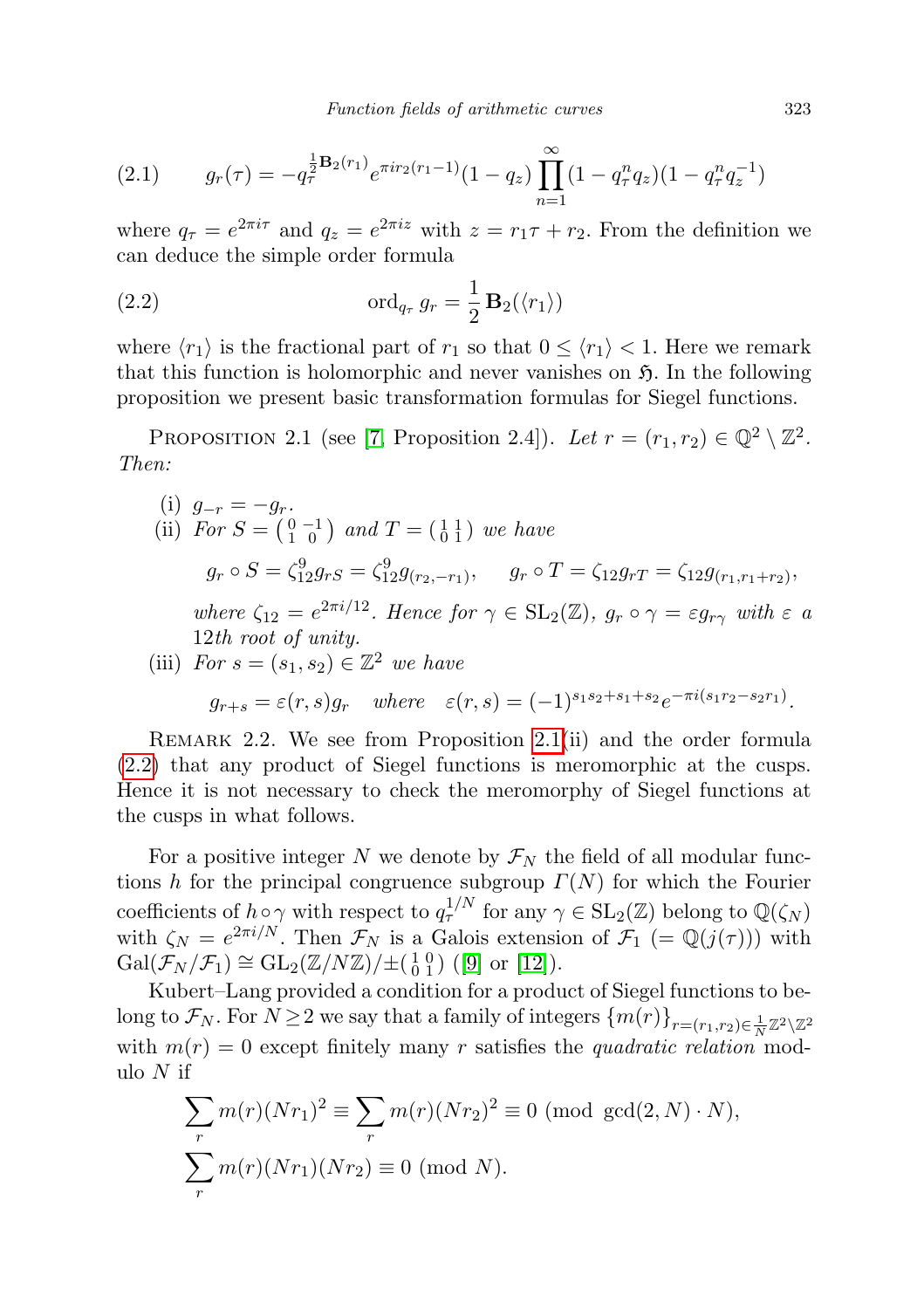$$(2.1) \qquad g_r(\tau) = -q_\tau^{\frac{1}{2}\mathbf{B}_2(r_1)} e^{\pi i r_2(r_1-1)}(1-q_z)\prod_{n=1}^{\infty}(1-q_\tau^n q_z)(1-q_\tau^n q_z^{-1})$$

where $q_\tau = e^{2\pi i\tau}$ and $q_z = e^{2\pi i z}$ with $z = r_1\tau + r_2$. From the definition we can deduce the simple order formula

$$(2.2) \qquad \operatorname{ord}_{q_\tau} g_r = \frac{1}{2}\,\mathbf{B}_2(\langle r_1\rangle)$$

where $\langle r_1\rangle$ is the fractional part of $r_1$ so that $0 \le \langle r_1\rangle < 1$. Here we remark that this function is holomorphic and never vanishes on $\mathfrak{H}$. In the following proposition we present basic transformation formulas for Siegel functions.

Proposition 2.1 (see [7, Proposition 2.4]). *Let $r = (r_1, r_2) \in \mathbb{Q}^2 \setminus \mathbb{Z}^2$. Then:*

(i) $g_{-r} = -g_r$.

(ii) *For $S = \begin{pmatrix} 0 & -1 \\ 1 & 0 \end{pmatrix}$ and $T = \begin{pmatrix} 1 & 1 \\ 0 & 1 \end{pmatrix}$ we have*

$$g_r \circ S = \zeta_{12}^9 g_{rS} = \zeta_{12}^9 g_{(r_2,-r_1)}, \qquad g_r \circ T = \zeta_{12} g_{rT} = \zeta_{12} g_{(r_1, r_1+r_2)},$$

*where $\zeta_{12} = e^{2\pi i/12}$. Hence for $\gamma \in \mathrm{SL}_2(\mathbb{Z})$, $g_r \circ \gamma = \varepsilon g_{r\gamma}$ with $\varepsilon$ a 12th root of unity.*

(iii) *For $s = (s_1, s_2) \in \mathbb{Z}^2$ we have*

$$g_{r+s} = \varepsilon(r,s) g_r \quad \text{where} \quad \varepsilon(r,s) = (-1)^{s_1 s_2 + s_1 + s_2} e^{-\pi i(s_1 r_2 - s_2 r_1)}.$$

Remark 2.2. We see from Proposition 2.1(ii) and the order formula (2.2) that any product of Siegel functions is meromorphic at the cusps. Hence it is not necessary to check the meromorphy of Siegel functions at the cusps in what follows.

For a positive integer $N$ we denote by $\mathcal{F}_N$ the field of all modular functions $h$ for the principal congruence subgroup $\Gamma(N)$ for which the Fourier coefficients of $h \circ \gamma$ with respect to $q_\tau^{1/N}$ for any $\gamma \in \mathrm{SL}_2(\mathbb{Z})$ belong to $\mathbb{Q}(\zeta_N)$ with $\zeta_N = e^{2\pi i/N}$. Then $\mathcal{F}_N$ is a Galois extension of $\mathcal{F}_1$ ($= \mathbb{Q}(j(\tau))$) with $\mathrm{Gal}(\mathcal{F}_N/\mathcal{F}_1) \cong \mathrm{GL}_2(\mathbb{Z}/N\mathbb{Z})/\pm\begin{pmatrix} 1 & 0 \\ 0 & 1 \end{pmatrix}$ ([9] or [12]).

Kubert–Lang provided a condition for a product of Siegel functions to belong to $\mathcal{F}_N$. For $N \ge 2$ we say that a family of integers $\{m(r)\}_{r=(r_1,r_2)\in\frac{1}{N}\mathbb{Z}^2\setminus\mathbb{Z}^2}$ with $m(r) = 0$ except finitely many $r$ satisfies the *quadratic relation* modulo $N$ if

$$\sum_r m(r)(Nr_1)^2 \equiv \sum_r m(r)(Nr_2)^2 \equiv 0 \pmod{\gcd(2,N)\cdot N},$$
$$\sum_r m(r)(Nr_1)(Nr_2) \equiv 0 \pmod{N}.$$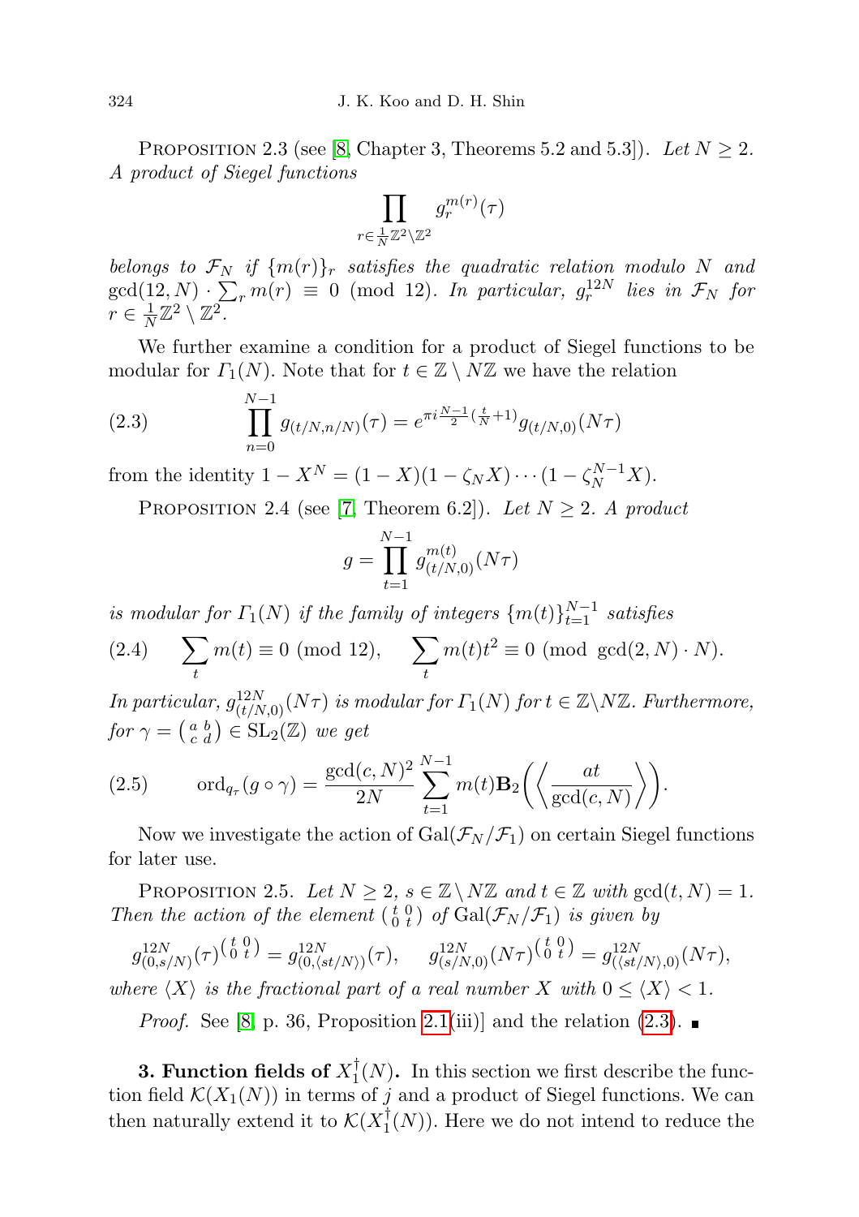PROPOSITION 2.3 (see [8, Chapter 3, Theorems 5.2 and 5.3]). *Let $N \geq 2$. A product of Siegel functions*

$$\prod_{r\in \frac{1}{N}\mathbb{Z}^2\setminus\mathbb{Z}^2} g_r^{m(r)}(\tau)$$

*belongs to $\mathcal{F}_N$ if $\{m(r)\}_r$ satisfies the quadratic relation modulo $N$ and $\gcd(12,N)\cdot\sum_r m(r) \equiv 0 \pmod{12}$. In particular, $g_r^{12N}$ lies in $\mathcal{F}_N$ for $r \in \frac{1}{N}\mathbb{Z}^2 \setminus \mathbb{Z}^2$.*

We further examine a condition for a product of Siegel functions to be modular for $\Gamma_1(N)$. Note that for $t \in \mathbb{Z}\setminus N\mathbb{Z}$ we have the relation

$$\prod_{n=0}^{N-1} g_{(t/N,n/N)}(\tau) = e^{\pi i \frac{N-1}{2}(\frac{t}{N}+1)} g_{(t/N,0)}(N\tau) \tag{2.3}$$

from the identity $1 - X^N = (1-X)(1-\zeta_N X)\cdots(1-\zeta_N^{N-1}X)$.

PROPOSITION 2.4 (see [7, Theorem 6.2]). *Let $N \geq 2$. A product*

$$g = \prod_{t=1}^{N-1} g_{(t/N,0)}^{m(t)}(N\tau)$$

*is modular for $\Gamma_1(N)$ if the family of integers $\{m(t)\}_{t=1}^{N-1}$ satisfies*

$$\sum_t m(t) \equiv 0 \pmod{12}, \qquad \sum_t m(t)t^2 \equiv 0 \pmod{\gcd(2,N)\cdot N}. \tag{2.4}$$

*In particular, $g_{(t/N,0)}^{12N}(N\tau)$ is modular for $\Gamma_1(N)$ for $t \in \mathbb{Z}\setminus N\mathbb{Z}$. Furthermore, for $\gamma = \left(\begin{smallmatrix} a & b \\ c & d \end{smallmatrix}\right) \in \mathrm{SL}_2(\mathbb{Z})$ we get*

$$\mathrm{ord}_{q_\tau}(g\circ\gamma) = \frac{\gcd(c,N)^2}{2N}\sum_{t=1}^{N-1} m(t)\mathbf{B}_2\left(\left\langle \frac{at}{\gcd(c,N)}\right\rangle\right). \tag{2.5}$$

Now we investigate the action of $\mathrm{Gal}(\mathcal{F}_N/\mathcal{F}_1)$ on certain Siegel functions for later use.

PROPOSITION 2.5. *Let $N \geq 2$, $s \in \mathbb{Z}\setminus N\mathbb{Z}$ and $t \in \mathbb{Z}$ with $\gcd(t,N) = 1$. Then the action of the element $\left(\begin{smallmatrix} t & 0 \\ 0 & t \end{smallmatrix}\right)$ of $\mathrm{Gal}(\mathcal{F}_N/\mathcal{F}_1)$ is given by*

$$g_{(0,s/N)}^{12N}(\tau)^{\left(\begin{smallmatrix} t & 0 \\ 0 & t \end{smallmatrix}\right)} = g_{(0,\langle st/N\rangle)}^{12N}(\tau), \qquad g_{(s/N,0)}^{12N}(N\tau)^{\left(\begin{smallmatrix} t & 0 \\ 0 & t \end{smallmatrix}\right)} = g_{(\langle st/N\rangle,0)}^{12N}(N\tau),$$

*where $\langle X\rangle$ is the fractional part of a real number $X$ with $0 \leq \langle X\rangle < 1$.*

*Proof.* See [8, p. 36, Proposition 2.1(iii)] and the relation (2.3). ∎

**3. Function fields of $X_1^\dagger(N)$.** In this section we first describe the function field $\mathcal{K}(X_1(N))$ in terms of $j$ and a product of Siegel functions. We can then naturally extend it to $\mathcal{K}(X_1^\dagger(N))$. Here we do not intend to reduce the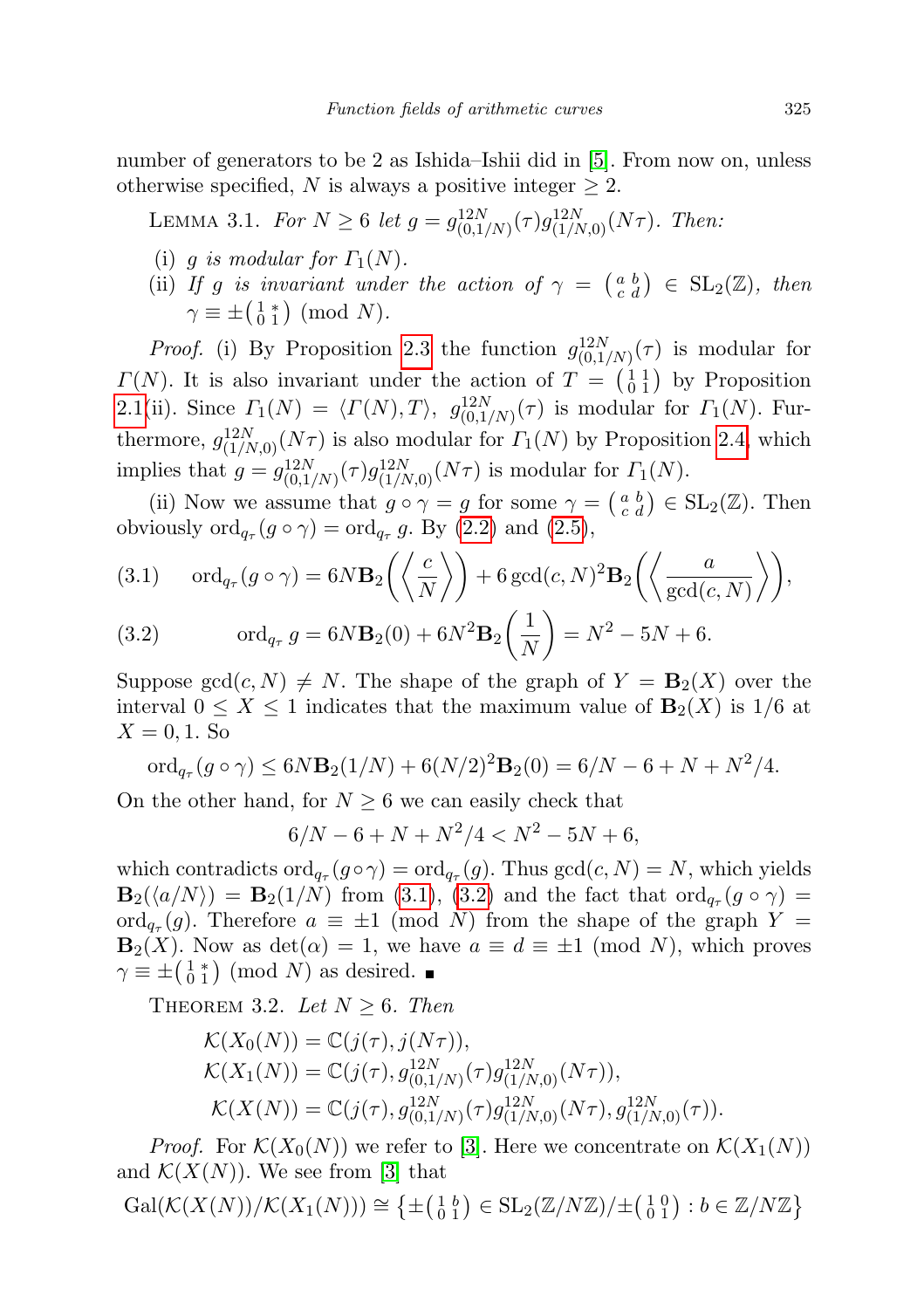number of generators to be 2 as Ishida–Ishii did in [5]. From now on, unless otherwise specified, $N$ is always a positive integer $\geq 2$.

Lemma 3.1. *For $N \geq 6$ let $g = g^{12N}_{(0,1/N)}(\tau) g^{12N}_{(1/N,0)}(N\tau)$. Then:*

- (i) *$g$ is modular for $\Gamma_1(N)$.*
- (ii) *If $g$ is invariant under the action of $\gamma = \left(\begin{smallmatrix} a & b \\ c & d \end{smallmatrix}\right) \in \mathrm{SL}_2(\mathbb{Z})$, then $\gamma \equiv \pm \left(\begin{smallmatrix} 1 & * \\ 0 & 1 \end{smallmatrix}\right) \pmod{N}$.*

*Proof.* (i) By Proposition 2.3 the function $g^{12N}_{(0,1/N)}(\tau)$ is modular for $\Gamma(N)$. It is also invariant under the action of $T = \left(\begin{smallmatrix} 1 & 1 \\ 0 & 1 \end{smallmatrix}\right)$ by Proposition 2.1(ii). Since $\Gamma_1(N) = \langle \Gamma(N), T \rangle$, $g^{12N}_{(0,1/N)}(\tau)$ is modular for $\Gamma_1(N)$. Furthermore, $g^{12N}_{(1/N,0)}(N\tau)$ is also modular for $\Gamma_1(N)$ by Proposition 2.4, which implies that $g = g^{12N}_{(0,1/N)}(\tau) g^{12N}_{(1/N,0)}(N\tau)$ is modular for $\Gamma_1(N)$.

(ii) Now we assume that $g \circ \gamma = g$ for some $\gamma = \left(\begin{smallmatrix} a & b \\ c & d \end{smallmatrix}\right) \in \mathrm{SL}_2(\mathbb{Z})$. Then obviously $\mathrm{ord}_{q_\tau}(g \circ \gamma) = \mathrm{ord}_{q_\tau} g$. By (2.2) and (2.5),

$$\mathrm{ord}_{q_\tau}(g \circ \gamma) = 6N\mathbf{B}_2\left(\left\langle \frac{c}{N} \right\rangle\right) + 6\gcd(c,N)^2 \mathbf{B}_2\left(\left\langle \frac{a}{\gcd(c,N)} \right\rangle\right), \tag{3.1}$$

$$\mathrm{ord}_{q_\tau} g = 6N\mathbf{B}_2(0) + 6N^2 \mathbf{B}_2\left(\frac{1}{N}\right) = N^2 - 5N + 6. \tag{3.2}$$

Suppose $\gcd(c,N) \neq N$. The shape of the graph of $Y = \mathbf{B}_2(X)$ over the interval $0 \leq X \leq 1$ indicates that the maximum value of $\mathbf{B}_2(X)$ is $1/6$ at $X = 0, 1$. So

$$\mathrm{ord}_{q_\tau}(g \circ \gamma) \leq 6N\mathbf{B}_2(1/N) + 6(N/2)^2 \mathbf{B}_2(0) = 6/N - 6 + N + N^2/4.$$

On the other hand, for $N \geq 6$ we can easily check that

$$6/N - 6 + N + N^2/4 < N^2 - 5N + 6,$$

which contradicts $\mathrm{ord}_{q_\tau}(g \circ \gamma) = \mathrm{ord}_{q_\tau}(g)$. Thus $\gcd(c,N) = N$, which yields $\mathbf{B}_2(\langle a/N \rangle) = \mathbf{B}_2(1/N)$ from (3.1), (3.2) and the fact that $\mathrm{ord}_{q_\tau}(g \circ \gamma) = \mathrm{ord}_{q_\tau}(g)$. Therefore $a \equiv \pm 1 \pmod{N}$ from the shape of the graph $Y = \mathbf{B}_2(X)$. Now as $\det(\alpha) = 1$, we have $a \equiv d \equiv \pm 1 \pmod{N}$, which proves $\gamma \equiv \pm \left(\begin{smallmatrix} 1 & * \\ 0 & 1 \end{smallmatrix}\right) \pmod{N}$ as desired. ■

Theorem 3.2. *Let $N \geq 6$. Then*

$$\begin{aligned}
\mathcal{K}(X_0(N)) &= \mathbb{C}(j(\tau), j(N\tau)), \\
\mathcal{K}(X_1(N)) &= \mathbb{C}(j(\tau), g^{12N}_{(0,1/N)}(\tau) g^{12N}_{(1/N,0)}(N\tau)), \\
\mathcal{K}(X(N)) &= \mathbb{C}(j(\tau), g^{12N}_{(0,1/N)}(\tau) g^{12N}_{(1/N,0)}(N\tau), g^{12N}_{(1/N,0)}(\tau)).
\end{aligned}$$

*Proof.* For $\mathcal{K}(X_0(N))$ we refer to [3]. Here we concentrate on $\mathcal{K}(X_1(N))$ and $\mathcal{K}(X(N))$. We see from [3] that

$$\mathrm{Gal}(\mathcal{K}(X(N))/\mathcal{K}(X_1(N))) \cong \left\{ \pm \left(\begin{smallmatrix} 1 & b \\ 0 & 1 \end{smallmatrix}\right) \in \mathrm{SL}_2(\mathbb{Z}/N\mathbb{Z})/\pm \left(\begin{smallmatrix} 1 & 0 \\ 0 & 1 \end{smallmatrix}\right) : b \in \mathbb{Z}/N\mathbb{Z} \right\}$$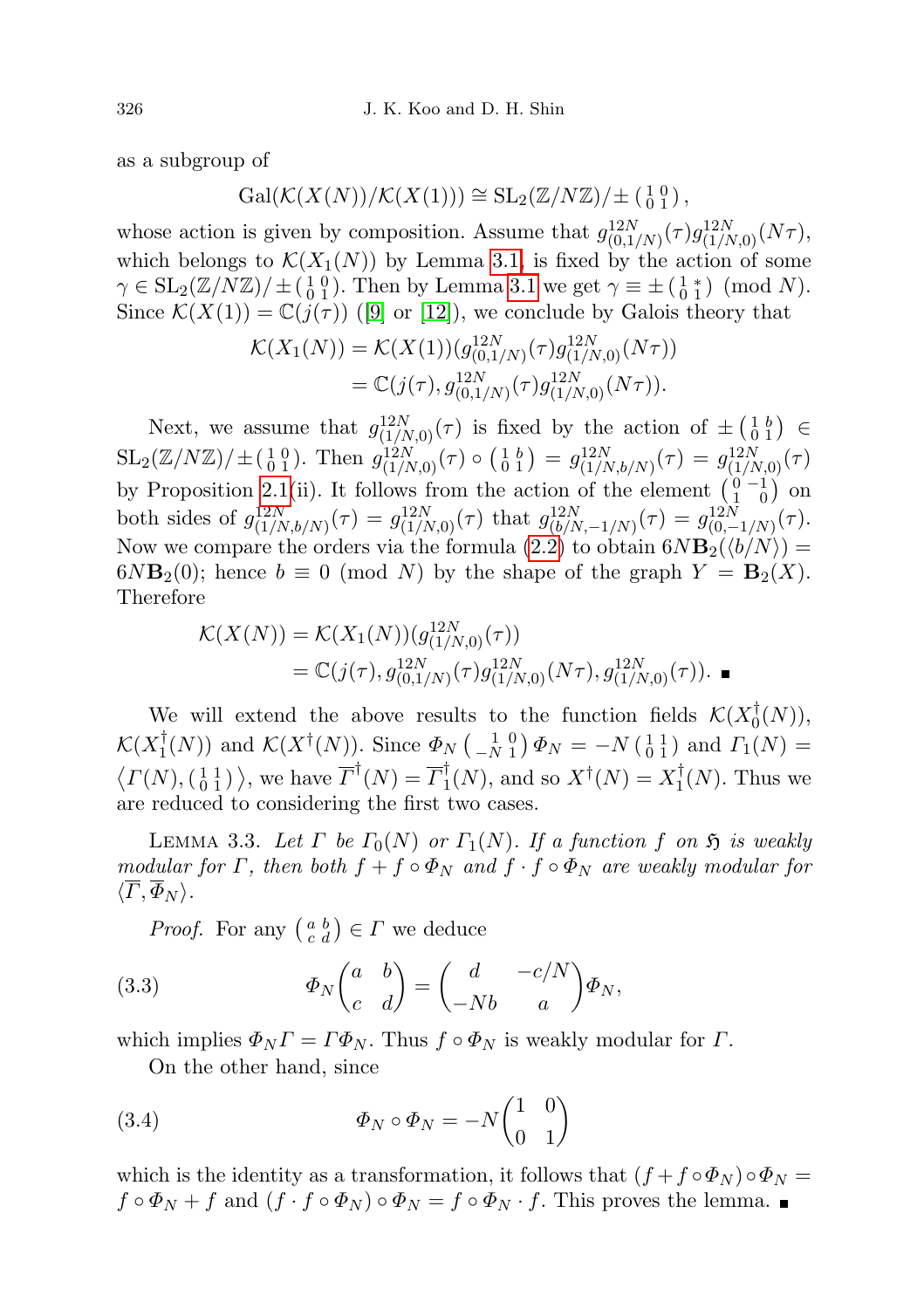as a subgroup of

$$\mathrm{Gal}(\mathcal{K}(X(N))/\mathcal{K}(X(1))) \cong \mathrm{SL}_2(\mathbb{Z}/N\mathbb{Z})/\pm\left(\begin{smallmatrix}1&0\\0&1\end{smallmatrix}\right),$$

whose action is given by composition. Assume that $g^{12N}_{(0,1/N)}(\tau)g^{12N}_{(1/N,0)}(N\tau)$, which belongs to $\mathcal{K}(X_1(N))$ by Lemma 3.1, is fixed by the action of some $\gamma \in \mathrm{SL}_2(\mathbb{Z}/N\mathbb{Z})/\pm\left(\begin{smallmatrix}1&0\\0&1\end{smallmatrix}\right)$. Then by Lemma 3.1 we get $\gamma \equiv \pm\left(\begin{smallmatrix}1&*\\0&1\end{smallmatrix}\right) \pmod N$. Since $\mathcal{K}(X(1)) = \mathbb{C}(j(\tau))$ ([9] or [12]), we conclude by Galois theory that

$$\begin{aligned}\mathcal{K}(X_1(N)) &= \mathcal{K}(X(1))(g^{12N}_{(0,1/N)}(\tau)g^{12N}_{(1/N,0)}(N\tau))\\ &= \mathbb{C}(j(\tau), g^{12N}_{(0,1/N)}(\tau)g^{12N}_{(1/N,0)}(N\tau)).\end{aligned}$$

Next, we assume that $g^{12N}_{(1/N,0)}(\tau)$ is fixed by the action of $\pm\left(\begin{smallmatrix}1&b\\0&1\end{smallmatrix}\right) \in \mathrm{SL}_2(\mathbb{Z}/N\mathbb{Z})/\pm\left(\begin{smallmatrix}1&0\\0&1\end{smallmatrix}\right)$. Then $g^{12N}_{(1/N,0)}(\tau)\circ\left(\begin{smallmatrix}1&b\\0&1\end{smallmatrix}\right) = g^{12N}_{(1/N,b/N)}(\tau) = g^{12N}_{(1/N,0)}(\tau)$ by Proposition 2.1(ii). It follows from the action of the element $\left(\begin{smallmatrix}0&-1\\1&0\end{smallmatrix}\right)$ on both sides of $g^{12N}_{(1/N,b/N)}(\tau) = g^{12N}_{(1/N,0)}(\tau)$ that $g^{12N}_{(b/N,-1/N)}(\tau) = g^{12N}_{(0,-1/N)}(\tau)$. Now we compare the orders via the formula (2.2) to obtain $6N\mathbf{B}_2(\langle b/N\rangle) = 6N\mathbf{B}_2(0)$; hence $b \equiv 0 \pmod N$ by the shape of the graph $Y = \mathbf{B}_2(X)$. Therefore

$$\begin{aligned}\mathcal{K}(X(N)) &= \mathcal{K}(X_1(N))(g^{12N}_{(1/N,0)}(\tau))\\ &= \mathbb{C}(j(\tau), g^{12N}_{(0,1/N)}(\tau)g^{12N}_{(1/N,0)}(N\tau), g^{12N}_{(1/N,0)}(\tau)). \ \blacksquare\end{aligned}$$

We will extend the above results to the function fields $\mathcal{K}(X_0^\dagger(N))$, $\mathcal{K}(X_1^\dagger(N))$ and $\mathcal{K}(X^\dagger(N))$. Since $\Phi_N\left(\begin{smallmatrix}1&0\\-N&1\end{smallmatrix}\right)\Phi_N = -N\left(\begin{smallmatrix}1&1\\0&1\end{smallmatrix}\right)$ and $\Gamma_1(N) = \left\langle \Gamma(N), \left(\begin{smallmatrix}1&1\\0&1\end{smallmatrix}\right)\right\rangle$, we have $\overline{\Gamma}^\dagger(N) = \overline{\Gamma}_1^\dagger(N)$, and so $X^\dagger(N) = X_1^\dagger(N)$. Thus we are reduced to considering the first two cases.

LEMMA 3.3. *Let $\Gamma$ be $\Gamma_0(N)$ or $\Gamma_1(N)$. If a function $f$ on $\mathfrak{H}$ is weakly modular for $\Gamma$, then both $f + f\circ\Phi_N$ and $f\cdot f\circ\Phi_N$ are weakly modular for $\langle\overline{\Gamma}, \overline{\Phi}_N\rangle$.*

*Proof.* For any $\left(\begin{smallmatrix}a&b\\c&d\end{smallmatrix}\right) \in \Gamma$ we deduce

$$\Phi_N\begin{pmatrix}a&b\\c&d\end{pmatrix} = \begin{pmatrix}d&-c/N\\-Nb&a\end{pmatrix}\Phi_N, \tag{3.3}$$

which implies $\Phi_N\Gamma = \Gamma\Phi_N$. Thus $f\circ\Phi_N$ is weakly modular for $\Gamma$.

On the other hand, since

$$\Phi_N\circ\Phi_N = -N\begin{pmatrix}1&0\\0&1\end{pmatrix} \tag{3.4}$$

which is the identity as a transformation, it follows that $(f + f\circ\Phi_N)\circ\Phi_N = f\circ\Phi_N + f$ and $(f\cdot f\circ\Phi_N)\circ\Phi_N = f\circ\Phi_N\cdot f$. This proves the lemma. $\blacksquare$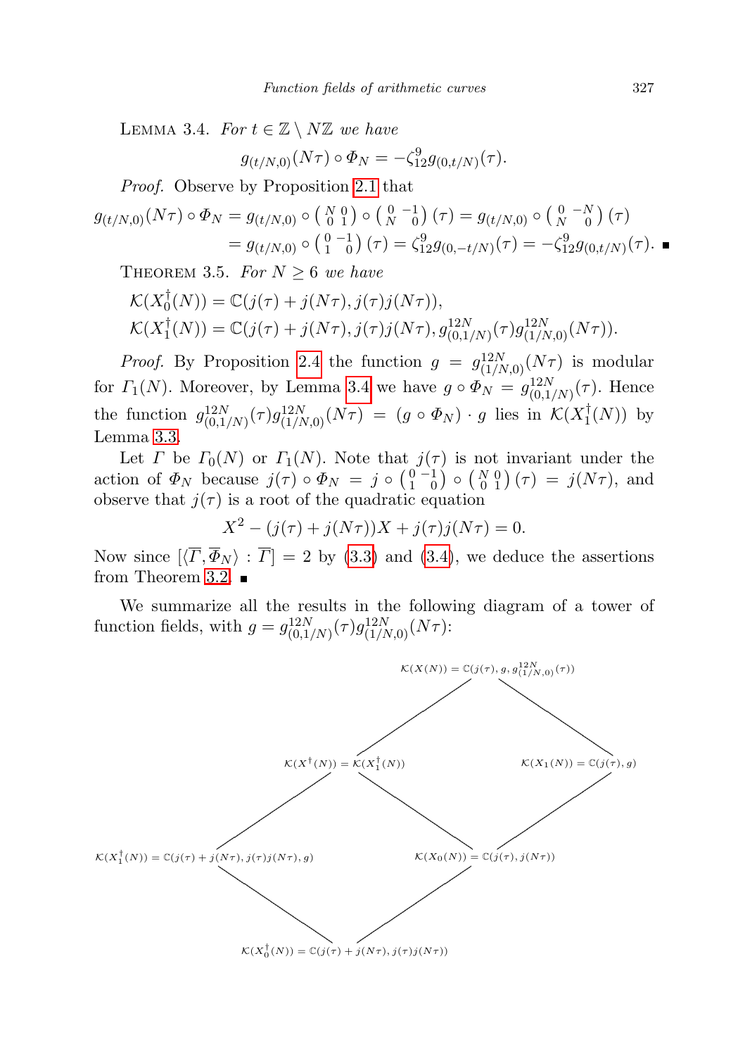LEMMA 3.4. *For $t \in \mathbb{Z} \setminus N\mathbb{Z}$ we have*

$$g_{(t/N,0)}(N\tau) \circ \Phi_N = -\zeta_{12}^9 g_{(0,t/N)}(\tau).$$

*Proof.* Observe by Proposition 2.1 that

$$\begin{aligned} g_{(t/N,0)}(N\tau) \circ \Phi_N &= g_{(t/N,0)} \circ \left(\begin{smallmatrix} N & 0 \\ 0 & 1 \end{smallmatrix}\right) \circ \left(\begin{smallmatrix} 0 & -1 \\ N & 0 \end{smallmatrix}\right)(\tau) = g_{(t/N,0)} \circ \left(\begin{smallmatrix} 0 & -N \\ N & 0 \end{smallmatrix}\right)(\tau) \\ &= g_{(t/N,0)} \circ \left(\begin{smallmatrix} 0 & -1 \\ 1 & 0 \end{smallmatrix}\right)(\tau) = \zeta_{12}^9 g_{(0,-t/N)}(\tau) = -\zeta_{12}^9 g_{(0,t/N)}(\tau). \quad \blacksquare \end{aligned}$$

THEOREM 3.5. *For $N \geq 6$ we have*

$$\mathcal{K}(X_0^\dagger(N)) = \mathbb{C}(j(\tau) + j(N\tau), j(\tau)j(N\tau)),$$
$$\mathcal{K}(X_1^\dagger(N)) = \mathbb{C}(j(\tau) + j(N\tau), j(\tau)j(N\tau), g_{(0,1/N)}^{12N}(\tau) g_{(1/N,0)}^{12N}(N\tau)).$$

*Proof.* By Proposition 2.4 the function $g = g_{(1/N,0)}^{12N}(N\tau)$ is modular for $\Gamma_1(N)$. Moreover, by Lemma 3.4 we have $g \circ \Phi_N = g_{(0,1/N)}^{12N}(\tau)$. Hence the function $g_{(0,1/N)}^{12N}(\tau) g_{(1/N,0)}^{12N}(N\tau) = (g \circ \Phi_N) \cdot g$ lies in $\mathcal{K}(X_1^\dagger(N))$ by Lemma 3.3.

Let $\Gamma$ be $\Gamma_0(N)$ or $\Gamma_1(N)$. Note that $j(\tau)$ is not invariant under the action of $\Phi_N$ because $j(\tau) \circ \Phi_N = j \circ \left(\begin{smallmatrix} 0 & -1 \\ 1 & 0 \end{smallmatrix}\right) \circ \left(\begin{smallmatrix} N & 0 \\ 0 & 1 \end{smallmatrix}\right)(\tau) = j(N\tau)$, and observe that $j(\tau)$ is a root of the quadratic equation

$$X^2 - (j(\tau) + j(N\tau))X + j(\tau)j(N\tau) = 0.$$

Now since $[\langle \overline{\Gamma}, \overline{\Phi}_N \rangle : \overline{\Gamma}] = 2$ by (3.3) and (3.4), we deduce the assertions from Theorem 3.2. $\blacksquare$

We summarize all the results in the following diagram of a tower of function fields, with $g = g_{(0,1/N)}^{12N}(\tau) g_{(1/N,0)}^{12N}(N\tau)$:

$$\mathcal{K}(X(N)) = \mathbb{C}(j(\tau), g, g_{(1/N,0)}^{12N}(\tau))$$

$$\mathcal{K}(X^\dagger(N)) = \mathcal{K}(X_1^\dagger(N)) \qquad \mathcal{K}(X_1(N)) = \mathbb{C}(j(\tau), g)$$

$$\mathcal{K}(X_1^\dagger(N)) = \mathbb{C}(j(\tau) + j(N\tau), j(\tau)j(N\tau), g) \qquad \mathcal{K}(X_0(N)) = \mathbb{C}(j(\tau), j(N\tau))$$

$$\mathcal{K}(X_0^\dagger(N)) = \mathbb{C}(j(\tau) + j(N\tau), j(\tau)j(N\tau))$$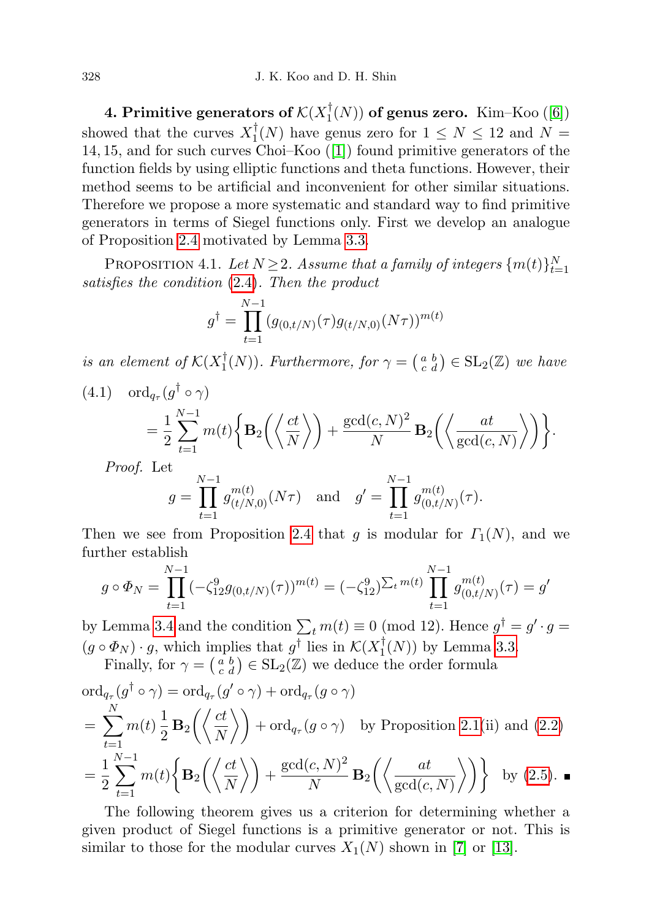**4. Primitive generators of $\mathcal{K}(X_1^\dagger(N))$ of genus zero.** Kim–Koo ([6]) showed that the curves $X_1^\dagger(N)$ have genus zero for $1 \le N \le 12$ and $N = 14, 15$, and for such curves Choi–Koo ([1]) found primitive generators of the function fields by using elliptic functions and theta functions. However, their method seems to be artificial and inconvenient for other similar situations. Therefore we propose a more systematic and standard way to find primitive generators in terms of Siegel functions only. First we develop an analogue of Proposition 2.4 motivated by Lemma 3.3.

PROPOSITION 4.1. *Let $N \ge 2$. Assume that a family of integers $\{m(t)\}_{t=1}^N$ satisfies the condition (2.4). Then the product*

$$g^\dagger = \prod_{t=1}^{N-1} (g_{(0,t/N)}(\tau) g_{(t/N,0)}(N\tau))^{m(t)}$$

*is an element of $\mathcal{K}(X_1^\dagger(N))$. Furthermore, for $\gamma = \left(\begin{smallmatrix} a & b \\ c & d \end{smallmatrix}\right) \in \mathrm{SL}_2(\mathbb{Z})$ we have*

$$(4.1)\quad \mathrm{ord}_{q_\tau}(g^\dagger \circ \gamma) = \frac{1}{2}\sum_{t=1}^{N-1} m(t)\bigg\{\mathbf{B}_2\bigg(\bigg\langle \frac{ct}{N}\bigg\rangle\bigg) + \frac{\gcd(c,N)^2}{N}\,\mathbf{B}_2\bigg(\bigg\langle \frac{at}{\gcd(c,N)}\bigg\rangle\bigg)\bigg\}.$$

*Proof.* Let

$$g = \prod_{t=1}^{N-1} g_{(t/N,0)}^{m(t)}(N\tau) \quad \text{and} \quad g' = \prod_{t=1}^{N-1} g_{(0,t/N)}^{m(t)}(\tau).$$

Then we see from Proposition 2.4 that $g$ is modular for $\Gamma_1(N)$, and we further establish

$$g \circ \Phi_N = \prod_{t=1}^{N-1} (-\zeta_{12}^9 g_{(0,t/N)}(\tau))^{m(t)} = (-\zeta_{12}^9)^{\sum_t m(t)} \prod_{t=1}^{N-1} g_{(0,t/N)}^{m(t)}(\tau) = g'$$

by Lemma 3.4 and the condition $\sum_t m(t) \equiv 0 \pmod{12}$. Hence $g^\dagger = g' \cdot g = (g \circ \Phi_N) \cdot g$, which implies that $g^\dagger$ lies in $\mathcal{K}(X_1^\dagger(N))$ by Lemma 3.3.

Finally, for $\gamma = \left(\begin{smallmatrix} a & b \\ c & d \end{smallmatrix}\right) \in \mathrm{SL}_2(\mathbb{Z})$ we deduce the order formula

$$\begin{aligned}
&\mathrm{ord}_{q_\tau}(g^\dagger \circ \gamma) = \mathrm{ord}_{q_\tau}(g' \circ \gamma) + \mathrm{ord}_{q_\tau}(g \circ \gamma) \\
&= \sum_{t=1}^{N} m(t)\,\frac{1}{2}\,\mathbf{B}_2\bigg(\bigg\langle \frac{ct}{N}\bigg\rangle\bigg) + \mathrm{ord}_{q_\tau}(g \circ \gamma) \quad \text{by Proposition 2.1(ii) and (2.2)} \\
&= \frac{1}{2}\sum_{t=1}^{N-1} m(t)\bigg\{\mathbf{B}_2\bigg(\bigg\langle \frac{ct}{N}\bigg\rangle\bigg) + \frac{\gcd(c,N)^2}{N}\,\mathbf{B}_2\bigg(\bigg\langle \frac{at}{\gcd(c,N)}\bigg\rangle\bigg)\bigg\} \quad \text{by (2.5).} \ \blacksquare
\end{aligned}$$

The following theorem gives us a criterion for determining whether a given product of Siegel functions is a primitive generator or not. This is similar to those for the modular curves $X_1(N)$ shown in [7] or [13].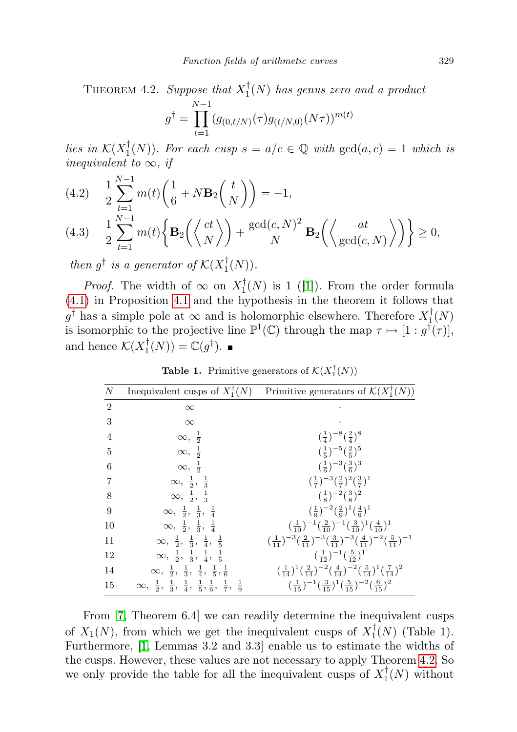THEOREM 4.2. *Suppose that $X_1^\dagger(N)$ has genus zero and a product*

$$g^\dagger = \prod_{t=1}^{N-1} (g_{(0,t/N)}(\tau) g_{(t/N,0)}(N\tau))^{m(t)}$$

*lies in $\mathcal{K}(X_1^\dagger(N))$. For each cusp $s = a/c \in \mathbb{Q}$ with $\gcd(a,c) = 1$ which is inequivalent to $\infty$, if*

$$(4.2) \quad \frac{1}{2}\sum_{t=1}^{N-1} m(t)\left(\frac{1}{6} + N\mathbf{B}_2\left(\frac{t}{N}\right)\right) = -1,$$

$$(4.3) \quad \frac{1}{2}\sum_{t=1}^{N-1} m(t)\left\{\mathbf{B}_2\left(\left\langle \frac{ct}{N}\right\rangle\right) + \frac{\gcd(c,N)^2}{N}\mathbf{B}_2\left(\left\langle \frac{at}{\gcd(c,N)}\right\rangle\right)\right\} \geq 0,$$

*then $g^\dagger$ is a generator of $\mathcal{K}(X_1^\dagger(N))$.*

*Proof.* The width of $\infty$ on $X_1^\dagger(N)$ is 1 ([1]). From the order formula (4.1) in Proposition 4.1 and the hypothesis in the theorem it follows that $g^\dagger$ has a simple pole at $\infty$ and is holomorphic elsewhere. Therefore $X_1^\dagger(N)$ is isomorphic to the projective line $\mathbb{P}^1(\mathbb{C})$ through the map $\tau \mapsto [1 : g^\dagger(\tau)]$, and hence $\mathcal{K}(X_1^\dagger(N)) = \mathbb{C}(g^\dagger)$. ∎

**Table 1.** Primitive generators of $\mathcal{K}(X_1^\dagger(N))$

| $N$ | Inequivalent cusps of $X_1^\dagger(N)$ | Primitive generators of $\mathcal{K}(X_1^\dagger(N))$ |
|---|---|---|
| 2 | $\infty$ | · |
| 3 | $\infty$ | · |
| 4 | $\infty,\ \frac{1}{2}$ | $(\frac{1}{4})^{-8}(\frac{2}{4})^{8}$ |
| 5 | $\infty,\ \frac{1}{2}$ | $(\frac{1}{5})^{-5}(\frac{2}{5})^{5}$ |
| 6 | $\infty,\ \frac{1}{2}$ | $(\frac{1}{6})^{-3}(\frac{3}{6})^{3}$ |
| 7 | $\infty,\ \frac{1}{2},\ \frac{1}{3}$ | $(\frac{1}{7})^{-3}(\frac{2}{7})^{2}(\frac{3}{7})^{1}$ |
| 8 | $\infty,\ \frac{1}{2},\ \frac{1}{3}$ | $(\frac{1}{8})^{-2}(\frac{3}{8})^{2}$ |
| 9 | $\infty,\ \frac{1}{2},\ \frac{1}{3},\ \frac{1}{4}$ | $(\frac{1}{9})^{-2}(\frac{2}{9})^{1}(\frac{4}{9})^{1}$ |
| 10 | $\infty,\ \frac{1}{2},\ \frac{1}{3},\ \frac{1}{4}$ | $(\frac{1}{10})^{-1}(\frac{2}{10})^{-1}(\frac{3}{10})^{1}(\frac{4}{10})^{1}$ |
| 11 | $\infty,\ \frac{1}{2},\ \frac{1}{3},\ \frac{1}{4},\ \frac{1}{5}$ | $(\frac{1}{11})^{-3}(\frac{2}{11})^{-3}(\frac{3}{11})^{-3}(\frac{4}{11})^{-2}(\frac{5}{11})^{-1}$ |
| 12 | $\infty,\ \frac{1}{2},\ \frac{1}{3},\ \frac{1}{4},\ \frac{1}{5}$ | $(\frac{1}{12})^{-1}(\frac{5}{12})^{1}$ |
| 14 | $\infty,\ \frac{1}{2},\ \frac{1}{3},\ \frac{1}{4},\ \frac{1}{5}, \frac{1}{6}$ | $(\frac{1}{14})^{1}(\frac{2}{14})^{-2}(\frac{4}{14})^{-2}(\frac{5}{14})^{1}(\frac{7}{14})^{2}$ |
| 15 | $\infty,\ \frac{1}{2},\ \frac{1}{3},\ \frac{1}{4},\ \frac{1}{5}, \frac{1}{6},\ \frac{1}{7},\ \frac{1}{9}$ | $(\frac{1}{15})^{-1}(\frac{3}{15})^{1}(\frac{5}{15})^{-2}(\frac{6}{15})^{2}$ |

From [7, Theorem 6.4] we can readily determine the inequivalent cusps of $X_1(N)$, from which we get the inequivalent cusps of $X_1^\dagger(N)$ (Table 1). Furthermore, [1, Lemmas 3.2 and 3.3] enable us to estimate the widths of the cusps. However, these values are not necessary to apply Theorem 4.2. So we only provide the table for all the inequivalent cusps of $X_1^\dagger(N)$ without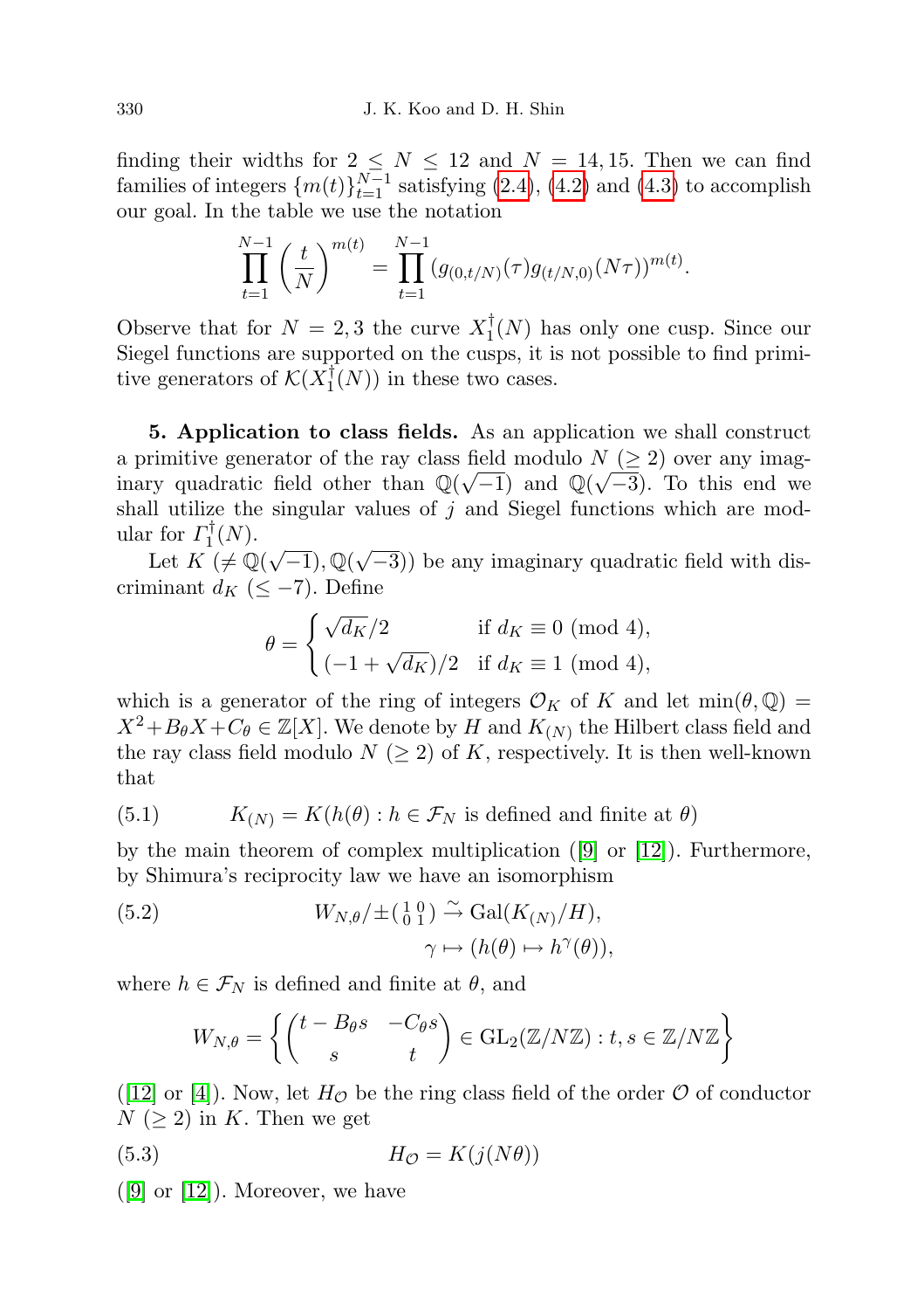finding their widths for $2 \leq N \leq 12$ and $N = 14, 15$. Then we can find families of integers $\{m(t)\}_{t=1}^{N-1}$ satisfying (2.4), (4.2) and (4.3) to accomplish our goal. In the table we use the notation

$$\prod_{t=1}^{N-1} \left(\frac{t}{N}\right)^{m(t)} = \prod_{t=1}^{N-1} (g_{(0,t/N)}(\tau) g_{(t/N,0)}(N\tau))^{m(t)}.$$

Observe that for $N = 2, 3$ the curve $X_1^\dagger(N)$ has only one cusp. Since our Siegel functions are supported on the cusps, it is not possible to find primitive generators of $\mathcal{K}(X_1^\dagger(N))$ in these two cases.

**5. Application to class fields.** As an application we shall construct a primitive generator of the ray class field modulo $N$ ($\geq 2$) over any imaginary quadratic field other than $\mathbb{Q}(\sqrt{-1})$ and $\mathbb{Q}(\sqrt{-3})$. To this end we shall utilize the singular values of $j$ and Siegel functions which are modular for $\Gamma_1^\dagger(N)$.

Let $K$ ($\neq \mathbb{Q}(\sqrt{-1}), \mathbb{Q}(\sqrt{-3})$) be any imaginary quadratic field with discriminant $d_K$ ($\leq -7$). Define

$$\theta = \begin{cases} \sqrt{d_K}/2 & \text{if } d_K \equiv 0 \pmod 4, \\ (-1 + \sqrt{d_K})/2 & \text{if } d_K \equiv 1 \pmod 4, \end{cases}$$

which is a generator of the ring of integers $\mathcal{O}_K$ of $K$ and let $\min(\theta, \mathbb{Q}) = X^2 + B_\theta X + C_\theta \in \mathbb{Z}[X]$. We denote by $H$ and $K_{(N)}$ the Hilbert class field and the ray class field modulo $N$ ($\geq 2$) of $K$, respectively. It is then well-known that

$$K_{(N)} = K(h(\theta) : h \in \mathcal{F}_N \text{ is defined and finite at } \theta) \tag{5.1}$$

by the main theorem of complex multiplication ([9] or [12]). Furthermore, by Shimura's reciprocity law we have an isomorphism

$$\begin{aligned} W_{N,\theta}/\pm\left(\begin{smallmatrix} 1 & 0 \\ 0 & 1 \end{smallmatrix}\right) &\xrightarrow{\sim} \mathrm{Gal}(K_{(N)}/H), \\ \gamma &\mapsto (h(\theta) \mapsto h^\gamma(\theta)), \end{aligned} \tag{5.2}$$

where $h \in \mathcal{F}_N$ is defined and finite at $\theta$, and

$$W_{N,\theta} = \left\{ \begin{pmatrix} t - B_\theta s & -C_\theta s \\ s & t \end{pmatrix} \in \mathrm{GL}_2(\mathbb{Z}/N\mathbb{Z}) : t, s \in \mathbb{Z}/N\mathbb{Z} \right\}$$

([12] or [4]). Now, let $H_\mathcal{O}$ be the ring class field of the order $\mathcal{O}$ of conductor $N$ ($\geq 2$) in $K$. Then we get

$$H_\mathcal{O} = K(j(N\theta)) \tag{5.3}$$

([9] or [12]). Moreover, we have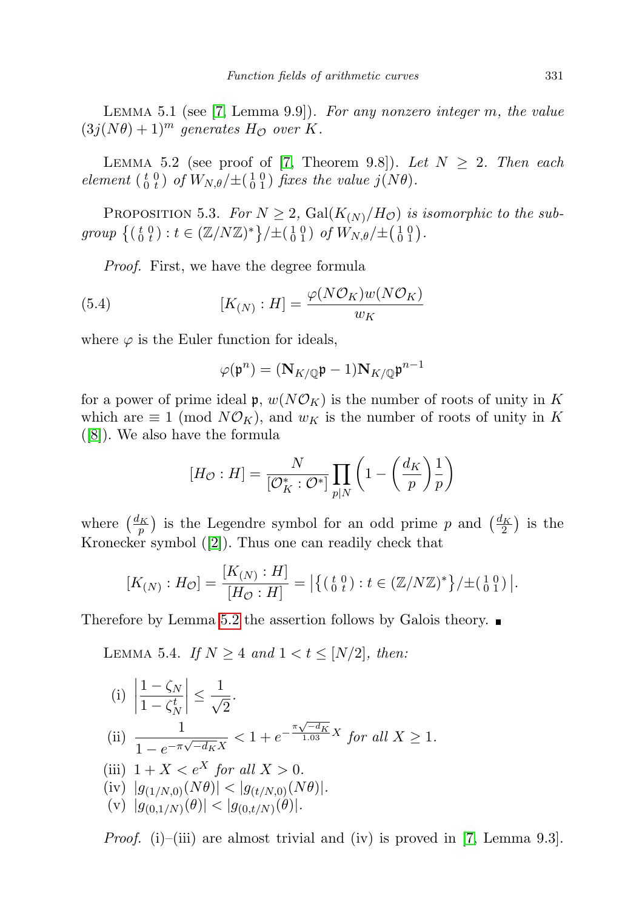LEMMA 5.1 (see [7, Lemma 9.9]). *For any nonzero integer $m$, the value $(3j(N\theta)+1)^m$ generates $H_{\mathcal{O}}$ over $K$.*

LEMMA 5.2 (see proof of [7, Theorem 9.8]). *Let $N \geq 2$. Then each element $\left(\begin{smallmatrix} t & 0 \\ 0 & t \end{smallmatrix}\right)$ of $W_{N,\theta}/\pm\left(\begin{smallmatrix} 1 & 0 \\ 0 & 1 \end{smallmatrix}\right)$ fixes the value $j(N\theta)$.*

PROPOSITION 5.3. *For $N \geq 2$, $\mathrm{Gal}(K_{(N)}/H_{\mathcal{O}})$ is isomorphic to the subgroup $\left\{\left(\begin{smallmatrix} t & 0 \\ 0 & t \end{smallmatrix}\right) : t \in (\mathbb{Z}/N\mathbb{Z})^*\right\}/\pm\left(\begin{smallmatrix} 1 & 0 \\ 0 & 1 \end{smallmatrix}\right)$ of $W_{N,\theta}/\pm\left(\begin{smallmatrix} 1 & 0 \\ 0 & 1 \end{smallmatrix}\right)$.*

*Proof.* First, we have the degree formula

$$[K_{(N)} : H] = \frac{\varphi(N\mathcal{O}_K)w(N\mathcal{O}_K)}{w_K} \tag{5.4}$$

where $\varphi$ is the Euler function for ideals,

$$\varphi(\mathfrak{p}^n) = (\mathbf{N}_{K/\mathbb{Q}}\mathfrak{p} - 1)\mathbf{N}_{K/\mathbb{Q}}\mathfrak{p}^{n-1}$$

for a power of prime ideal $\mathfrak{p}$, $w(N\mathcal{O}_K)$ is the number of roots of unity in $K$ which are $\equiv 1 \pmod{N\mathcal{O}_K}$, and $w_K$ is the number of roots of unity in $K$ ([8]). We also have the formula

$$[H_{\mathcal{O}} : H] = \frac{N}{[\mathcal{O}_K^* : \mathcal{O}^*]}\prod_{p|N}\left(1 - \left(\frac{d_K}{p}\right)\frac{1}{p}\right)$$

where $\left(\frac{d_K}{p}\right)$ is the Legendre symbol for an odd prime $p$ and $\left(\frac{d_K}{2}\right)$ is the Kronecker symbol ([2]). Thus one can readily check that

$$[K_{(N)} : H_{\mathcal{O}}] = \frac{[K_{(N)} : H]}{[H_{\mathcal{O}} : H]} = \left|\left\{\left(\begin{smallmatrix} t & 0 \\ 0 & t \end{smallmatrix}\right) : t \in (\mathbb{Z}/N\mathbb{Z})^*\right\}/\pm\left(\begin{smallmatrix} 1 & 0 \\ 0 & 1 \end{smallmatrix}\right)\right|.$$

Therefore by Lemma 5.2 the assertion follows by Galois theory. ∎

LEMMA 5.4. *If $N \geq 4$ and $1 < t \leq [N/2]$, then:*

(i) $\left|\dfrac{1-\zeta_N}{1-\zeta_N^t}\right| \leq \dfrac{1}{\sqrt{2}}$.

(ii) $\dfrac{1}{1-e^{-\pi\sqrt{-d_K}X}} < 1 + e^{-\frac{\pi\sqrt{-d_K}}{1.03}X}$ *for all $X \geq 1$.*

(iii) $1 + X < e^X$ *for all $X > 0$.*

(iv) $|g_{(1/N,0)}(N\theta)| < |g_{(t/N,0)}(N\theta)|$.

(v) $|g_{(0,1/N)}(\theta)| < |g_{(0,t/N)}(\theta)|$.

*Proof.* (i)–(iii) are almost trivial and (iv) is proved in [7, Lemma 9.3].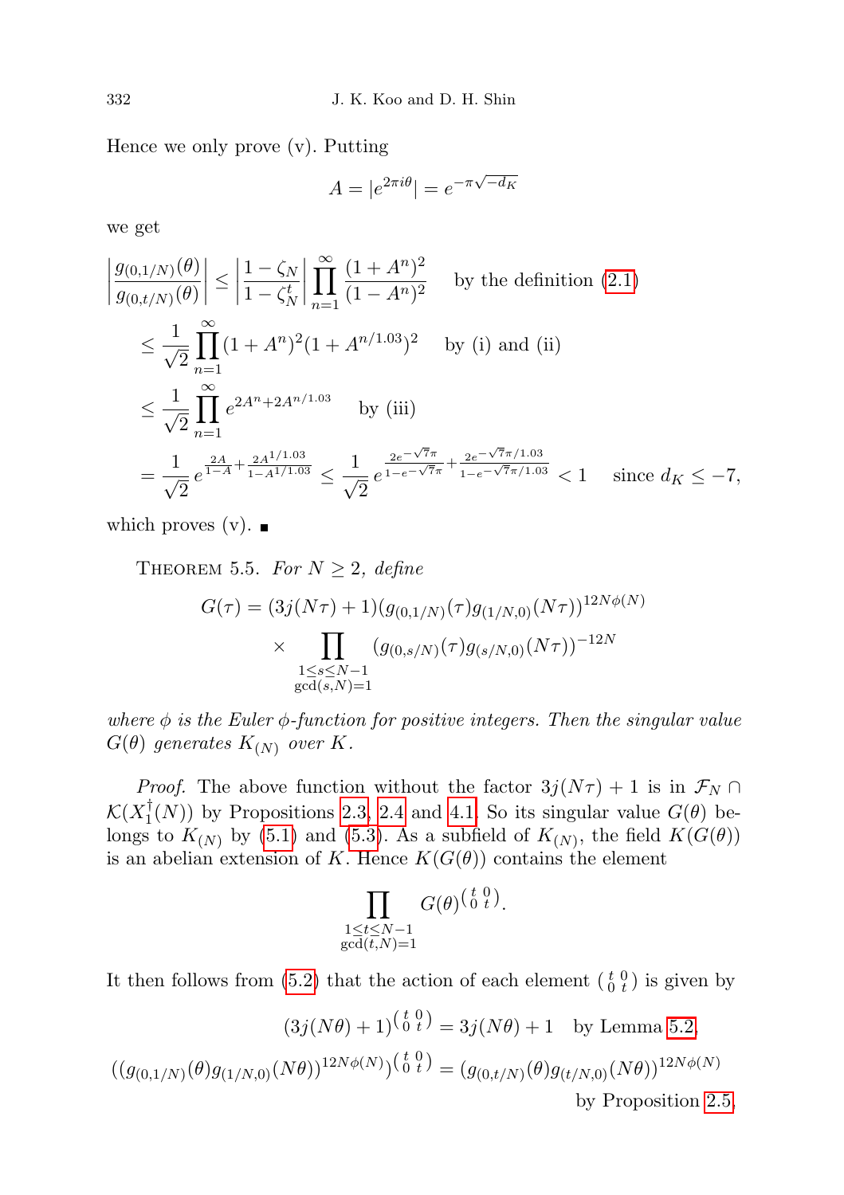Hence we only prove (v). Putting

$$A = |e^{2\pi i\theta}| = e^{-\pi\sqrt{-d_K}}$$

we get

$$\begin{aligned}
\left|\frac{g_{(0,1/N)}(\theta)}{g_{(0,t/N)}(\theta)}\right| &\le \left|\frac{1-\zeta_N}{1-\zeta_N^t}\right| \prod_{n=1}^{\infty} \frac{(1+A^n)^2}{(1-A^n)^2} \quad \text{by the definition (2.1)} \\
&\le \frac{1}{\sqrt{2}} \prod_{n=1}^{\infty} (1+A^n)^2 (1+A^{n/1.03})^2 \quad \text{by (i) and (ii)} \\
&\le \frac{1}{\sqrt{2}} \prod_{n=1}^{\infty} e^{2A^n + 2A^{n/1.03}} \quad \text{by (iii)} \\
&= \frac{1}{\sqrt{2}} e^{\frac{2A}{1-A} + \frac{2A^{1/1.03}}{1-A^{1/1.03}}} \le \frac{1}{\sqrt{2}} e^{\frac{2e^{-\sqrt{7}\pi}}{1-e^{-\sqrt{7}\pi}} + \frac{2e^{-\sqrt{7}\pi/1.03}}{1-e^{-\sqrt{7}\pi/1.03}}} < 1 \quad \text{since } d_K \le -7,
\end{aligned}$$

which proves (v). ■

THEOREM 5.5. *For $N \ge 2$, define*

$$G(\tau) = (3j(N\tau)+1)(g_{(0,1/N)}(\tau) g_{(1/N,0)}(N\tau))^{12N\phi(N)} \times \prod_{\substack{1 \le s \le N-1 \\ \gcd(s,N)=1}} (g_{(0,s/N)}(\tau) g_{(s/N,0)}(N\tau))^{-12N}$$

*where $\phi$ is the Euler $\phi$-function for positive integers. Then the singular value $G(\theta)$ generates $K_{(N)}$ over $K$.*

*Proof.* The above function without the factor $3j(N\tau)+1$ is in $\mathcal{F}_N \cap \mathcal{K}(X_1^{\dagger}(N))$ by Propositions 2.3, 2.4 and 4.1. So its singular value $G(\theta)$ belongs to $K_{(N)}$ by (5.1) and (5.3). As a subfield of $K_{(N)}$, the field $K(G(\theta))$ is an abelian extension of $K$. Hence $K(G(\theta))$ contains the element

$$\prod_{\substack{1 \le t \le N-1 \\ \gcd(t,N)=1}} G(\theta)^{\left(\begin{smallmatrix} t & 0 \\ 0 & t \end{smallmatrix}\right)}.$$

It then follows from (5.2) that the action of each element $\left(\begin{smallmatrix} t & 0 \\ 0 & t \end{smallmatrix}\right)$ is given by

$$(3j(N\theta)+1)^{\left(\begin{smallmatrix} t & 0 \\ 0 & t \end{smallmatrix}\right)} = 3j(N\theta)+1 \quad \text{by Lemma 5.2,}$$

$$((g_{(0,1/N)}(\theta) g_{(1/N,0)}(N\theta))^{12N\phi(N)})^{\left(\begin{smallmatrix} t & 0 \\ 0 & t \end{smallmatrix}\right)} = (g_{(0,t/N)}(\theta) g_{(t/N,0)}(N\theta))^{12N\phi(N)}$$

by Proposition 2.5,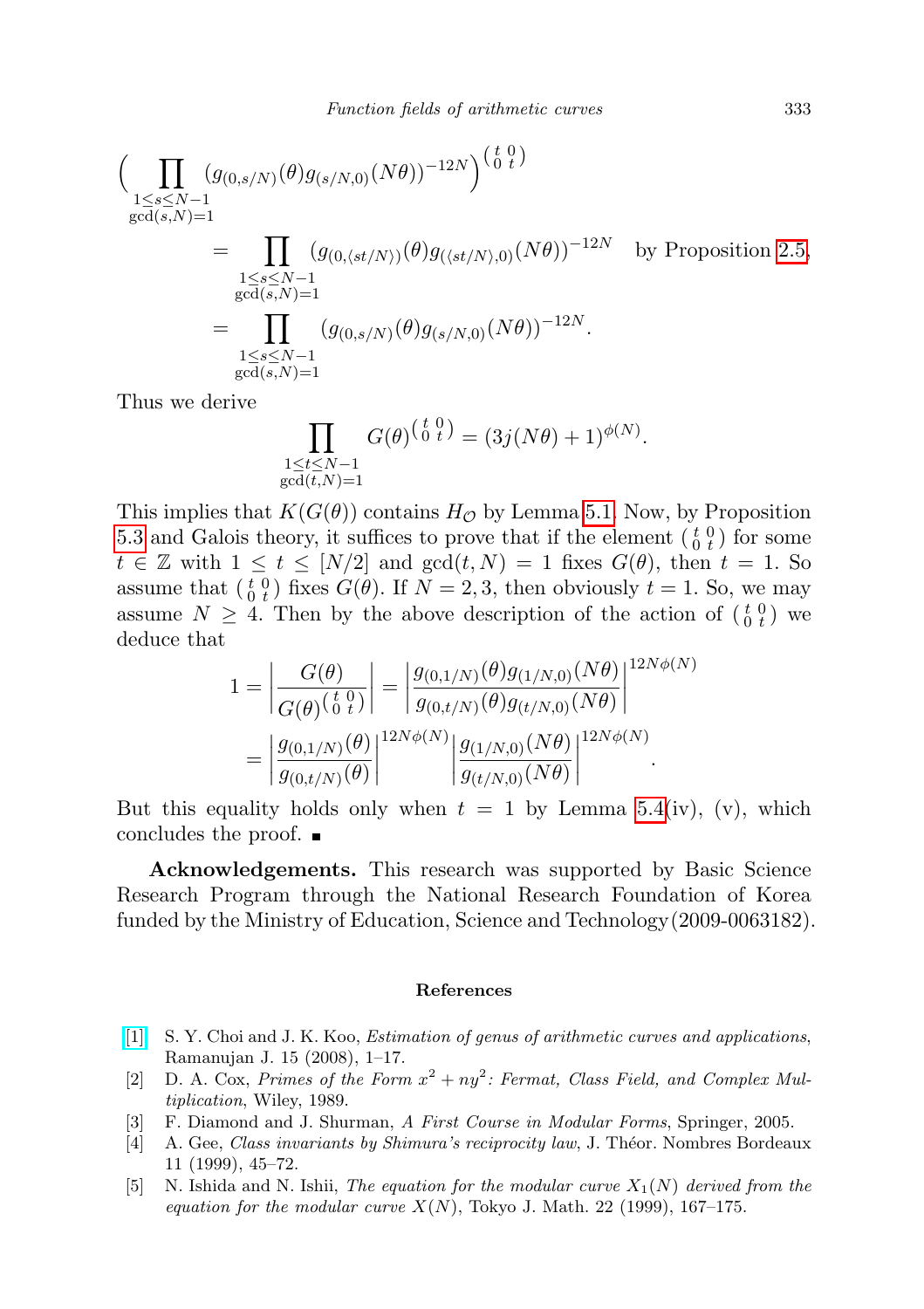$$
\begin{aligned}
\Big( \prod_{\substack{1\le s\le N-1\\ \gcd(s,N)=1}} (g_{(0,s/N)}(\theta) g_{(s/N,0)}(N\theta))^{-12N} \Big)^{\left(\begin{smallmatrix} t & 0 \\ 0 & t \end{smallmatrix}\right)}
&= \prod_{\substack{1\le s\le N-1\\ \gcd(s,N)=1}} (g_{(0,\langle st/N\rangle)}(\theta) g_{(\langle st/N\rangle,0)}(N\theta))^{-12N} \quad \text{by Proposition 2.5,} \\
&= \prod_{\substack{1\le s\le N-1\\ \gcd(s,N)=1}} (g_{(0,s/N)}(\theta) g_{(s/N,0)}(N\theta))^{-12N}.
\end{aligned}
$$

Thus we derive

$$
\prod_{\substack{1\le t\le N-1\\ \gcd(t,N)=1}} G(\theta)^{\left(\begin{smallmatrix} t & 0 \\ 0 & t \end{smallmatrix}\right)} = (3j(N\theta)+1)^{\phi(N)}.
$$

This implies that $K(G(\theta))$ contains $H_{\mathcal{O}}$ by Lemma 5.1. Now, by Proposition 5.3 and Galois theory, it suffices to prove that if the element $\left(\begin{smallmatrix} t & 0 \\ 0 & t \end{smallmatrix}\right)$ for some $t \in \mathbb{Z}$ with $1 \le t \le [N/2]$ and $\gcd(t,N) = 1$ fixes $G(\theta)$, then $t = 1$. So assume that $\left(\begin{smallmatrix} t & 0 \\ 0 & t \end{smallmatrix}\right)$ fixes $G(\theta)$. If $N = 2,3$, then obviously $t = 1$. So, we may assume $N \ge 4$. Then by the above description of the action of $\left(\begin{smallmatrix} t & 0 \\ 0 & t \end{smallmatrix}\right)$ we deduce that

$$
\begin{aligned}
1 = \left| \frac{G(\theta)}{G(\theta)^{\left(\begin{smallmatrix} t & 0 \\ 0 & t \end{smallmatrix}\right)}} \right| &= \left| \frac{g_{(0,1/N)}(\theta) g_{(1/N,0)}(N\theta)}{g_{(0,t/N)}(\theta) g_{(t/N,0)}(N\theta)} \right|^{12N\phi(N)} \\
&= \left| \frac{g_{(0,1/N)}(\theta)}{g_{(0,t/N)}(\theta)} \right|^{12N\phi(N)} \left| \frac{g_{(1/N,0)}(N\theta)}{g_{(t/N,0)}(N\theta)} \right|^{12N\phi(N)}.
\end{aligned}
$$

But this equality holds only when $t = 1$ by Lemma 5.4(iv), (v), which concludes the proof. ∎

**Acknowledgements.** This research was supported by Basic Science Research Program through the National Research Foundation of Korea funded by the Ministry of Education, Science and Technology (2009-0063182).

## References

[1] S. Y. Choi and J. K. Koo, *Estimation of genus of arithmetic curves and applications*, Ramanujan J. 15 (2008), 1–17.

[2] D. A. Cox, *Primes of the Form $x^2 + ny^2$: Fermat, Class Field, and Complex Multiplication*, Wiley, 1989.

[3] F. Diamond and J. Shurman, *A First Course in Modular Forms*, Springer, 2005.

[4] A. Gee, *Class invariants by Shimura's reciprocity law*, J. Théor. Nombres Bordeaux 11 (1999), 45–72.

[5] N. Ishida and N. Ishii, *The equation for the modular curve $X_1(N)$ derived from the equation for the modular curve $X(N)$*, Tokyo J. Math. 22 (1999), 167–175.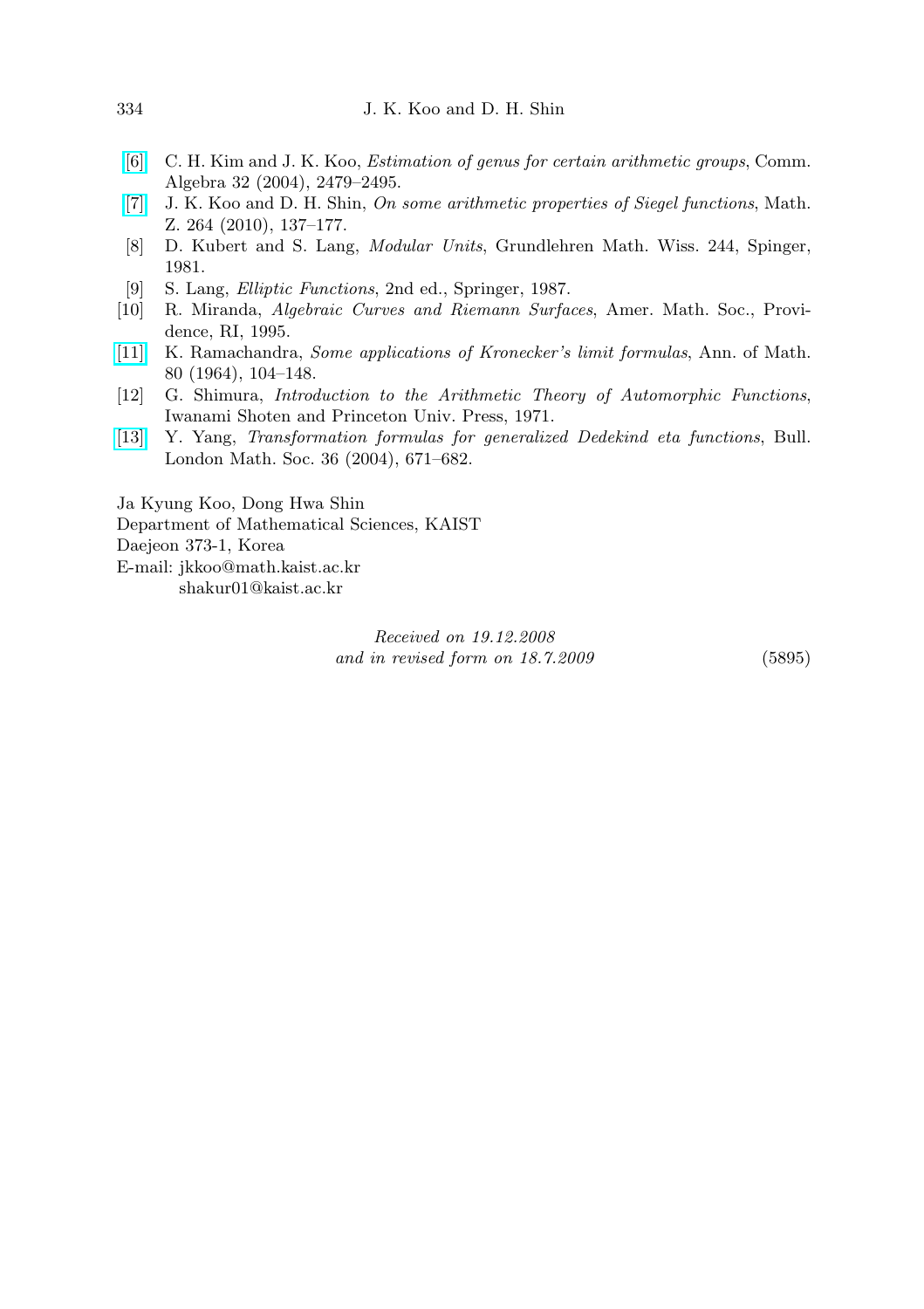[6] C. H. Kim and J. K. Koo, *Estimation of genus for certain arithmetic groups*, Comm. Algebra 32 (2004), 2479–2495.

[7] J. K. Koo and D. H. Shin, *On some arithmetic properties of Siegel functions*, Math. Z. 264 (2010), 137–177.

[8] D. Kubert and S. Lang, *Modular Units*, Grundlehren Math. Wiss. 244, Spinger, 1981.

[9] S. Lang, *Elliptic Functions*, 2nd ed., Springer, 1987.

[10] R. Miranda, *Algebraic Curves and Riemann Surfaces*, Amer. Math. Soc., Providence, RI, 1995.

[11] K. Ramachandra, *Some applications of Kronecker's limit formulas*, Ann. of Math. 80 (1964), 104–148.

[12] G. Shimura, *Introduction to the Arithmetic Theory of Automorphic Functions*, Iwanami Shoten and Princeton Univ. Press, 1971.

[13] Y. Yang, *Transformation formulas for generalized Dedekind eta functions*, Bull. London Math. Soc. 36 (2004), 671–682.

Ja Kyung Koo, Dong Hwa Shin
Department of Mathematical Sciences, KAIST
Daejeon 373-1, Korea
E-mail: jkkoo@math.kaist.ac.kr
shakur01@kaist.ac.kr

*Received on 19.12.2008*
*and in revised form on 18.7.2009* (5895)